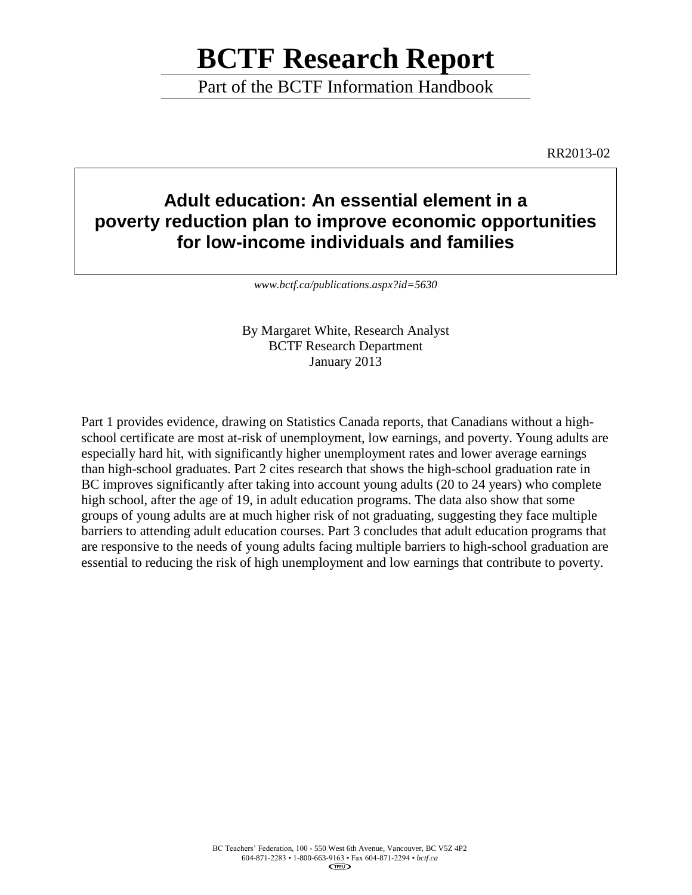# BCTF Research Report

Part of the BCTF Information Handbook

RR2013-02

## Adult education: An essential element in a poverty reduction plan to improve economic opportunities for low-income individuals and families

*www.bctf.ca/publications.aspx?id=5630*

By Margaret White, Research Analyst
BCTF Research Department
January 2013

Part 1 provides evidence, drawing on Statistics Canada reports, that Canadians without a high-school certificate are most at-risk of unemployment, low earnings, and poverty. Young adults are especially hard hit, with significantly higher unemployment rates and lower average earnings than high-school graduates. Part 2 cites research that shows the high-school graduation rate in BC improves significantly after taking into account young adults (20 to 24 years) who complete high school, after the age of 19, in adult education programs. The data also show that some groups of young adults are at much higher risk of not graduating, suggesting they face multiple barriers to attending adult education courses. Part 3 concludes that adult education programs that are responsive to the needs of young adults facing multiple barriers to high-school graduation are essential to reducing the risk of high unemployment and low earnings that contribute to poverty.

BC Teachers' Federation, 100 - 550 West 6th Avenue, Vancouver, BC V5Z 4P2
604-871-2283 • 1-800-663-9163 • Fax 604-871-2294 • *bctf.ca*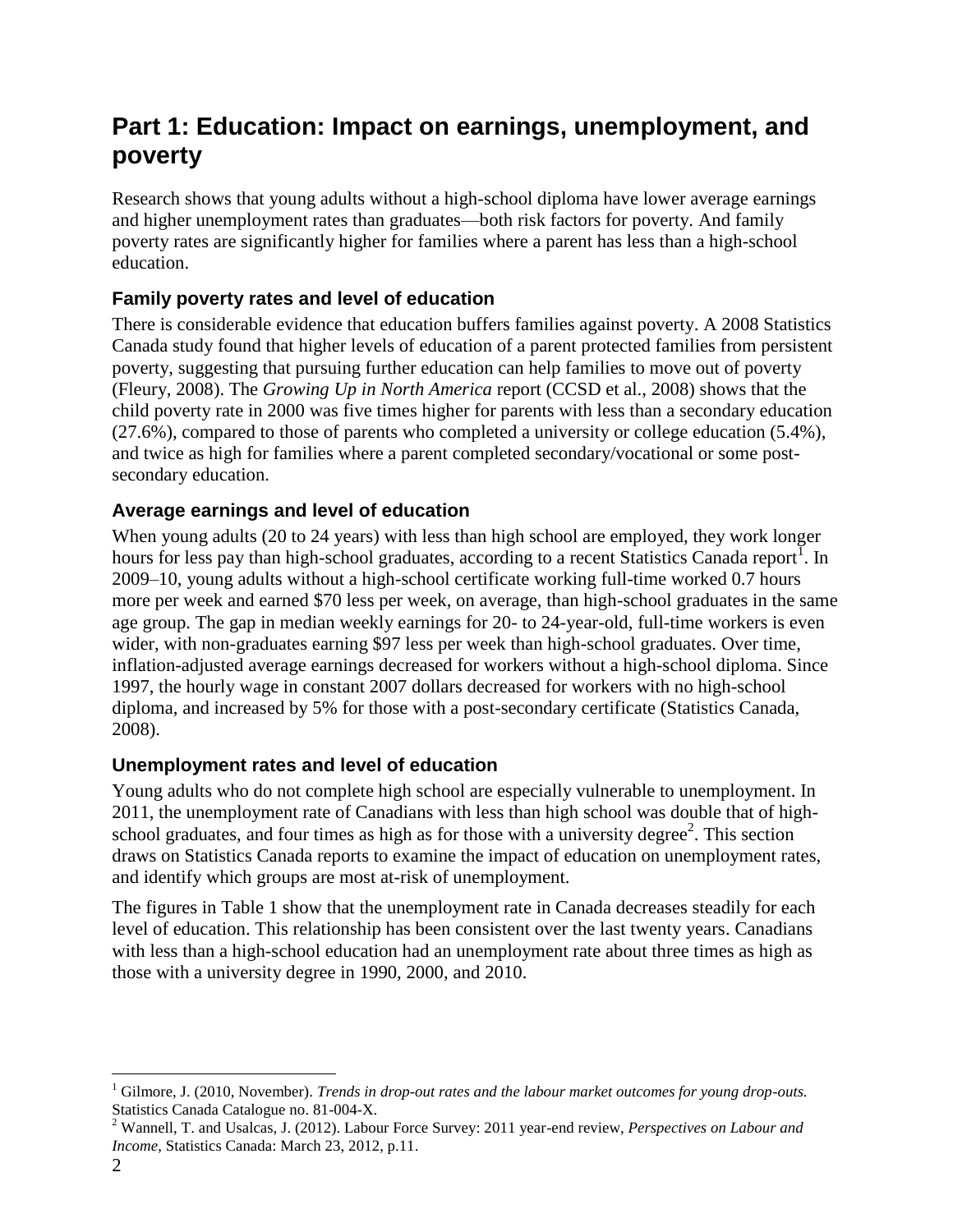# Part 1: Education: Impact on earnings, unemployment, and poverty

Research shows that young adults without a high-school diploma have lower average earnings and higher unemployment rates than graduates—both risk factors for poverty. And family poverty rates are significantly higher for families where a parent has less than a high-school education.

## Family poverty rates and level of education

There is considerable evidence that education buffers families against poverty. A 2008 Statistics Canada study found that higher levels of education of a parent protected families from persistent poverty, suggesting that pursuing further education can help families to move out of poverty (Fleury, 2008). The *Growing Up in North America* report (CCSD et al., 2008) shows that the child poverty rate in 2000 was five times higher for parents with less than a secondary education (27.6%), compared to those of parents who completed a university or college education (5.4%), and twice as high for families where a parent completed secondary/vocational or some post-secondary education.

## Average earnings and level of education

When young adults (20 to 24 years) with less than high school are employed, they work longer hours for less pay than high-school graduates, according to a recent Statistics Canada report[1]. In 2009–10, young adults without a high-school certificate working full-time worked 0.7 hours more per week and earned $70 less per week, on average, than high-school graduates in the same age group. The gap in median weekly earnings for 20- to 24-year-old, full-time workers is even wider, with non-graduates earning $97 less per week than high-school graduates. Over time, inflation-adjusted average earnings decreased for workers without a high-school diploma. Since 1997, the hourly wage in constant 2007 dollars decreased for workers with no high-school diploma, and increased by 5% for those with a post-secondary certificate (Statistics Canada, 2008).

## Unemployment rates and level of education

Young adults who do not complete high school are especially vulnerable to unemployment. In 2011, the unemployment rate of Canadians with less than high school was double that of high-school graduates, and four times as high as for those with a university degree[2]. This section draws on Statistics Canada reports to examine the impact of education on unemployment rates, and identify which groups are most at-risk of unemployment.

The figures in Table 1 show that the unemployment rate in Canada decreases steadily for each level of education. This relationship has been consistent over the last twenty years. Canadians with less than a high-school education had an unemployment rate about three times as high as those with a university degree in 1990, 2000, and 2010.

---

[1] Gilmore, J. (2010, November). *Trends in drop-out rates and the labour market outcomes for young drop-outs.* Statistics Canada Catalogue no. 81-004-X.

[2] Wannell, T. and Usalcas, J. (2012). Labour Force Survey: 2011 year-end review, *Perspectives on Labour and Income*, Statistics Canada: March 23, 2012, p.11.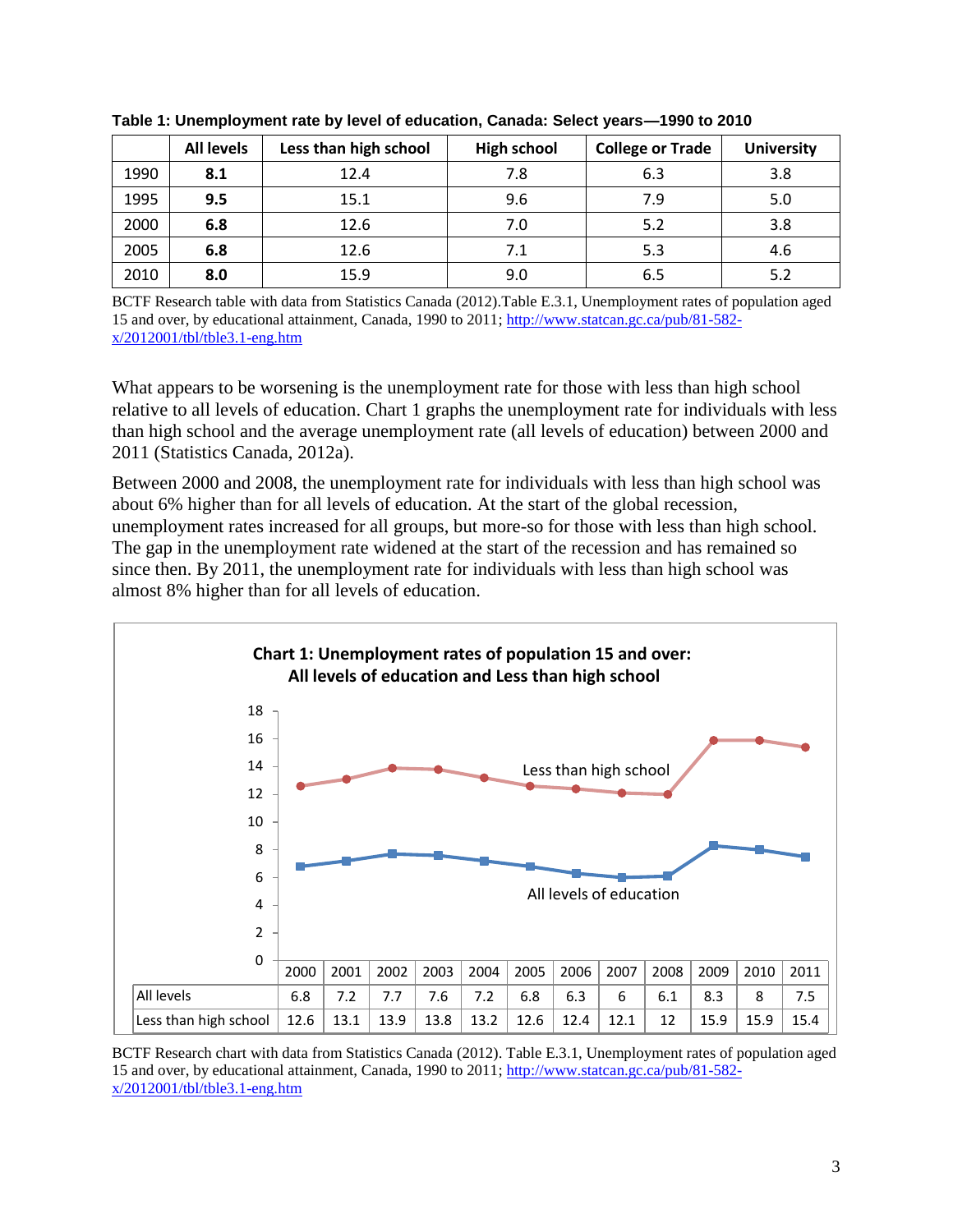**Table 1: Unemployment rate by level of education, Canada: Select years—1990 to 2010**

| | All levels | Less than high school | High school | College or Trade | University |
|---|---|---|---|---|---|
| 1990 | **8.1** | 12.4 | 7.8 | 6.3 | 3.8 |
| 1995 | **9.5** | 15.1 | 9.6 | 7.9 | 5.0 |
| 2000 | **6.8** | 12.6 | 7.0 | 5.2 | 3.8 |
| 2005 | **6.8** | 12.6 | 7.1 | 5.3 | 4.6 |
| 2010 | **8.0** | 15.9 | 9.0 | 6.5 | 5.2 |

BCTF Research table with data from Statistics Canada (2012).Table E.3.1, Unemployment rates of population aged 15 and over, by educational attainment, Canada, 1990 to 2011; http://www.statcan.gc.ca/pub/81-582-x/2012001/tbl/tble3.1-eng.htm

What appears to be worsening is the unemployment rate for those with less than high school relative to all levels of education. Chart 1 graphs the unemployment rate for individuals with less than high school and the average unemployment rate (all levels of education) between 2000 and 2011 (Statistics Canada, 2012a).

Between 2000 and 2008, the unemployment rate for individuals with less than high school was about 6% higher than for all levels of education. At the start of the global recession, unemployment rates increased for all groups, but more-so for those with less than high school. The gap in the unemployment rate widened at the start of the recession and has remained so since then. By 2011, the unemployment rate for individuals with less than high school was almost 8% higher than for all levels of education.

**Chart 1: Unemployment rates of population 15 and over: All levels of education and Less than high school**

18
16
14
12
10
8
6
4
2
0

Less than high school

All levels of education

2000 2001 2002 2003 2004 2005 2006 2007 2008 2009 2010 2011

All levels 6.8 7.2 7.7 7.6 7.2 6.8 6.3 6 6.1 8.3 8 7.5

Less than high school 12.6 13.1 13.9 13.8 13.2 12.6 12.4 12.1 12 15.9 15.9 15.4

BCTF Research chart with data from Statistics Canada (2012). Table E.3.1, Unemployment rates of population aged 15 and over, by educational attainment, Canada, 1990 to 2011; http://www.statcan.gc.ca/pub/81-582-x/2012001/tbl/tble3.1-eng.htm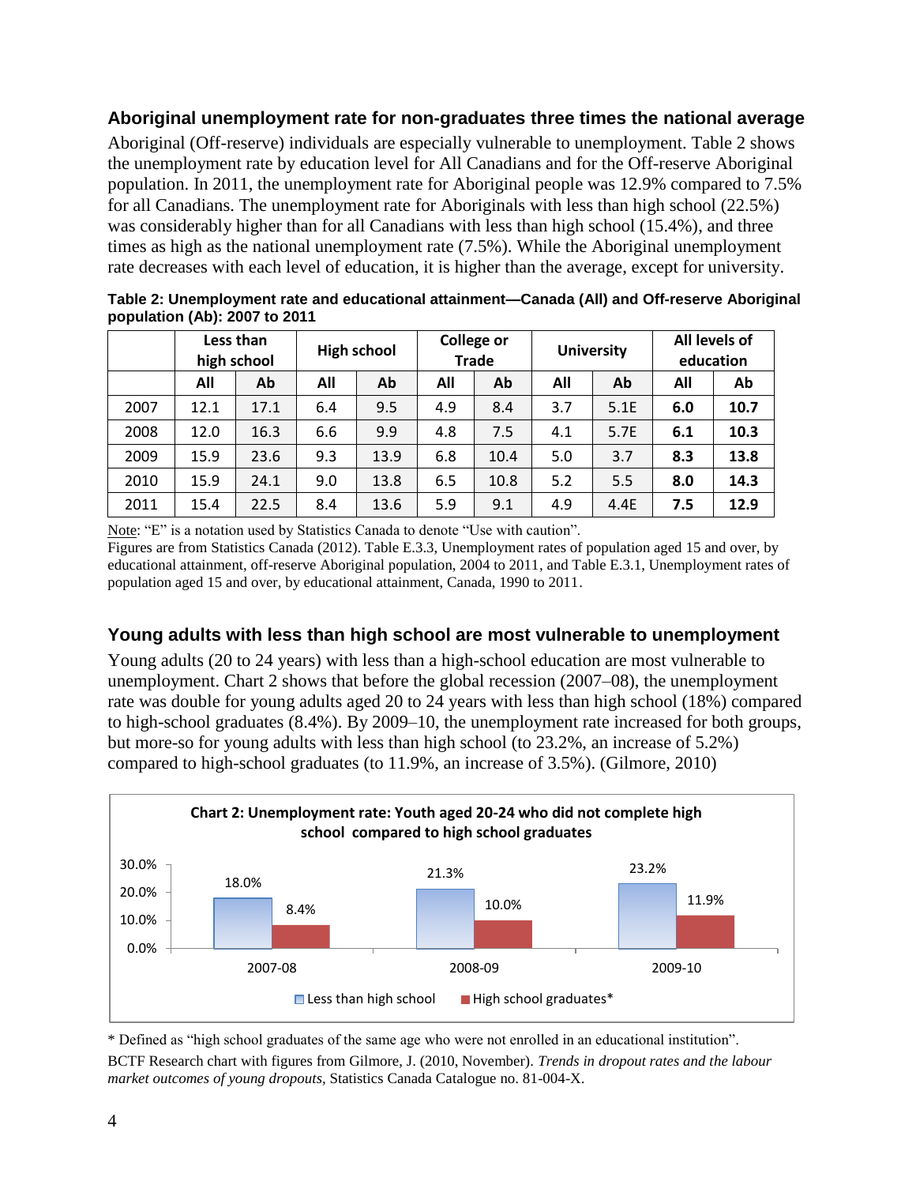## Aboriginal unemployment rate for non-graduates three times the national average

Aboriginal (Off-reserve) individuals are especially vulnerable to unemployment. Table 2 shows the unemployment rate by education level for All Canadians and for the Off-reserve Aboriginal population. In 2011, the unemployment rate for Aboriginal people was 12.9% compared to 7.5% for all Canadians. The unemployment rate for Aboriginals with less than high school (22.5%) was considerably higher than for all Canadians with less than high school (15.4%), and three times as high as the national unemployment rate (7.5%). While the Aboriginal unemployment rate decreases with each level of education, it is higher than the average, except for university.

**Table 2: Unemployment rate and educational attainment—Canada (All) and Off-reserve Aboriginal population (Ab): 2007 to 2011**

| | Less than high school | | High school | | College or Trade | | University | | All levels of education | |
|---|---|---|---|---|---|---|---|---|---|---|
| | All | Ab | All | Ab | All | Ab | All | Ab | All | Ab |
| 2007 | 12.1 | 17.1 | 6.4 | 9.5 | 4.9 | 8.4 | 3.7 | 5.1E | **6.0** | **10.7** |
| 2008 | 12.0 | 16.3 | 6.6 | 9.9 | 4.8 | 7.5 | 4.1 | 5.7E | **6.1** | **10.3** |
| 2009 | 15.9 | 23.6 | 9.3 | 13.9 | 6.8 | 10.4 | 5.0 | 3.7 | **8.3** | **13.8** |
| 2010 | 15.9 | 24.1 | 9.0 | 13.8 | 6.5 | 10.8 | 5.2 | 5.5 | **8.0** | **14.3** |
| 2011 | 15.4 | 22.5 | 8.4 | 13.6 | 5.9 | 9.1 | 4.9 | 4.4E | **7.5** | **12.9** |

Note: "E" is a notation used by Statistics Canada to denote "Use with caution".
Figures are from Statistics Canada (2012). Table E.3.3, Unemployment rates of population aged 15 and over, by educational attainment, off-reserve Aboriginal population, 2004 to 2011, and Table E.3.1, Unemployment rates of population aged 15 and over, by educational attainment, Canada, 1990 to 2011.

## Young adults with less than high school are most vulnerable to unemployment

Young adults (20 to 24 years) with less than a high-school education are most vulnerable to unemployment. Chart 2 shows that before the global recession (2007–08), the unemployment rate was double for young adults aged 20 to 24 years with less than high school (18%) compared to high-school graduates (8.4%). By 2009–10, the unemployment rate increased for both groups, but more-so for young adults with less than high school (to 23.2%, an increase of 5.2%) compared to high-school graduates (to 11.9%, an increase of 3.5%). (Gilmore, 2010)

**Chart 2: Unemployment rate: Youth aged 20-24 who did not complete high school compared to high school graduates**

30.0%
20.0%
10.0%
0.0%

2007-08: 18.0% 8.4%
2008-09: 21.3% 10.0%
2009-10: 23.2% 11.9%

Less than high school
High school graduates*

\* Defined as "high school graduates of the same age who were not enrolled in an educational institution".
BCTF Research chart with figures from Gilmore, J. (2010, November). *Trends in dropout rates and the labour market outcomes of young dropouts*, Statistics Canada Catalogue no. 81-004-X.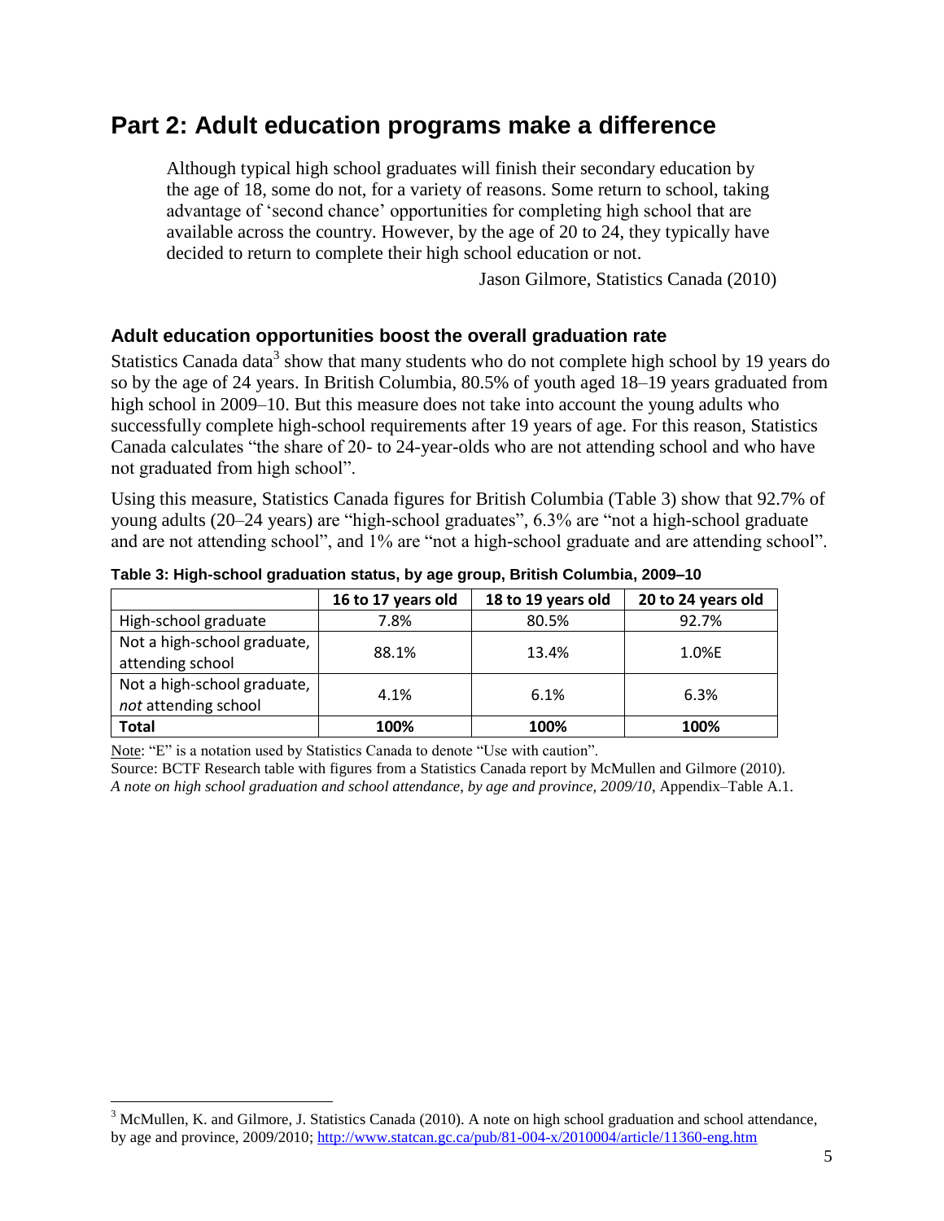# Part 2: Adult education programs make a difference

> Although typical high school graduates will finish their secondary education by the age of 18, some do not, for a variety of reasons. Some return to school, taking advantage of 'second chance' opportunities for completing high school that are available across the country. However, by the age of 20 to 24, they typically have decided to return to complete their high school education or not.
>
> Jason Gilmore, Statistics Canada (2010)

## Adult education opportunities boost the overall graduation rate

Statistics Canada data[3] show that many students who do not complete high school by 19 years do so by the age of 24 years. In British Columbia, 80.5% of youth aged 18–19 years graduated from high school in 2009–10. But this measure does not take into account the young adults who successfully complete high-school requirements after 19 years of age. For this reason, Statistics Canada calculates "the share of 20- to 24-year-olds who are not attending school and who have not graduated from high school".

Using this measure, Statistics Canada figures for British Columbia (Table 3) show that 92.7% of young adults (20–24 years) are "high-school graduates", 6.3% are "not a high-school graduate and are not attending school", and 1% are "not a high-school graduate and are attending school".

**Table 3: High-school graduation status, by age group, British Columbia, 2009–10**

| | 16 to 17 years old | 18 to 19 years old | 20 to 24 years old |
|---|---|---|---|
| High-school graduate | 7.8% | 80.5% | 92.7% |
| Not a high-school graduate, attending school | 88.1% | 13.4% | 1.0%E |
| Not a high-school graduate, *not* attending school | 4.1% | 6.1% | 6.3% |
| **Total** | **100%** | **100%** | **100%** |

Note: "E" is a notation used by Statistics Canada to denote "Use with caution".
Source: BCTF Research table with figures from a Statistics Canada report by McMullen and Gilmore (2010). *A note on high school graduation and school attendance, by age and province, 2009/10*, Appendix–Table A.1.

[3] McMullen, K. and Gilmore, J. Statistics Canada (2010). A note on high school graduation and school attendance, by age and province, 2009/2010; http://www.statcan.gc.ca/pub/81-004-x/2010004/article/11360-eng.htm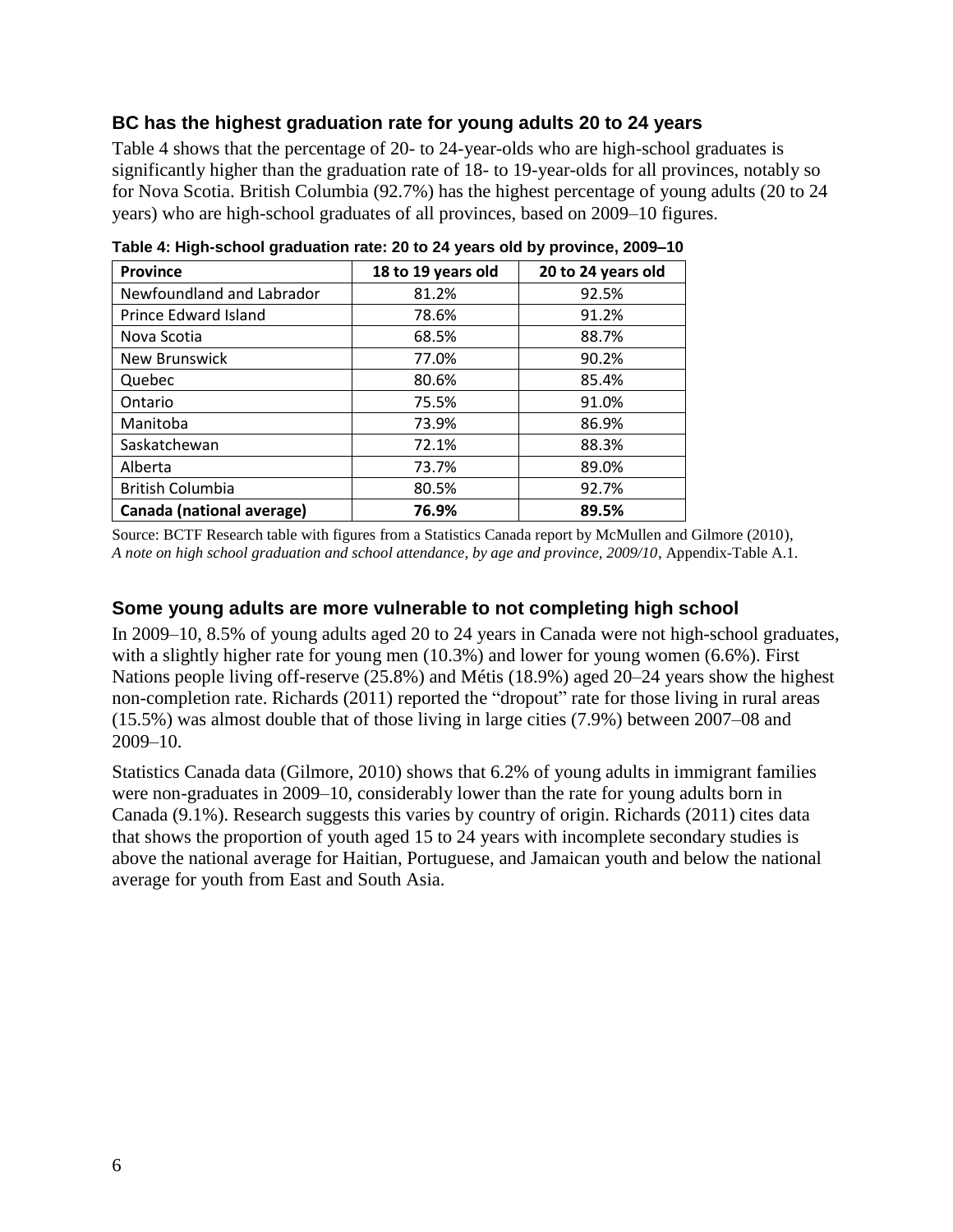## BC has the highest graduation rate for young adults 20 to 24 years

Table 4 shows that the percentage of 20- to 24-year-olds who are high-school graduates is significantly higher than the graduation rate of 18- to 19-year-olds for all provinces, notably so for Nova Scotia. British Columbia (92.7%) has the highest percentage of young adults (20 to 24 years) who are high-school graduates of all provinces, based on 2009–10 figures.

**Table 4: High-school graduation rate: 20 to 24 years old by province, 2009–10**

| Province | 18 to 19 years old | 20 to 24 years old |
|---|---|---|
| Newfoundland and Labrador | 81.2% | 92.5% |
| Prince Edward Island | 78.6% | 91.2% |
| Nova Scotia | 68.5% | 88.7% |
| New Brunswick | 77.0% | 90.2% |
| Quebec | 80.6% | 85.4% |
| Ontario | 75.5% | 91.0% |
| Manitoba | 73.9% | 86.9% |
| Saskatchewan | 72.1% | 88.3% |
| Alberta | 73.7% | 89.0% |
| British Columbia | 80.5% | 92.7% |
| **Canada (national average)** | **76.9%** | **89.5%** |

Source: BCTF Research table with figures from a Statistics Canada report by McMullen and Gilmore (2010), *A note on high school graduation and school attendance, by age and province, 2009/10*, Appendix-Table A.1.

## Some young adults are more vulnerable to not completing high school

In 2009–10, 8.5% of young adults aged 20 to 24 years in Canada were not high-school graduates, with a slightly higher rate for young men (10.3%) and lower for young women (6.6%). First Nations people living off-reserve (25.8%) and Métis (18.9%) aged 20–24 years show the highest non-completion rate. Richards (2011) reported the "dropout" rate for those living in rural areas (15.5%) was almost double that of those living in large cities (7.9%) between 2007–08 and 2009–10.

Statistics Canada data (Gilmore, 2010) shows that 6.2% of young adults in immigrant families were non-graduates in 2009–10, considerably lower than the rate for young adults born in Canada (9.1%). Research suggests this varies by country of origin. Richards (2011) cites data that shows the proportion of youth aged 15 to 24 years with incomplete secondary studies is above the national average for Haitian, Portuguese, and Jamaican youth and below the national average for youth from East and South Asia.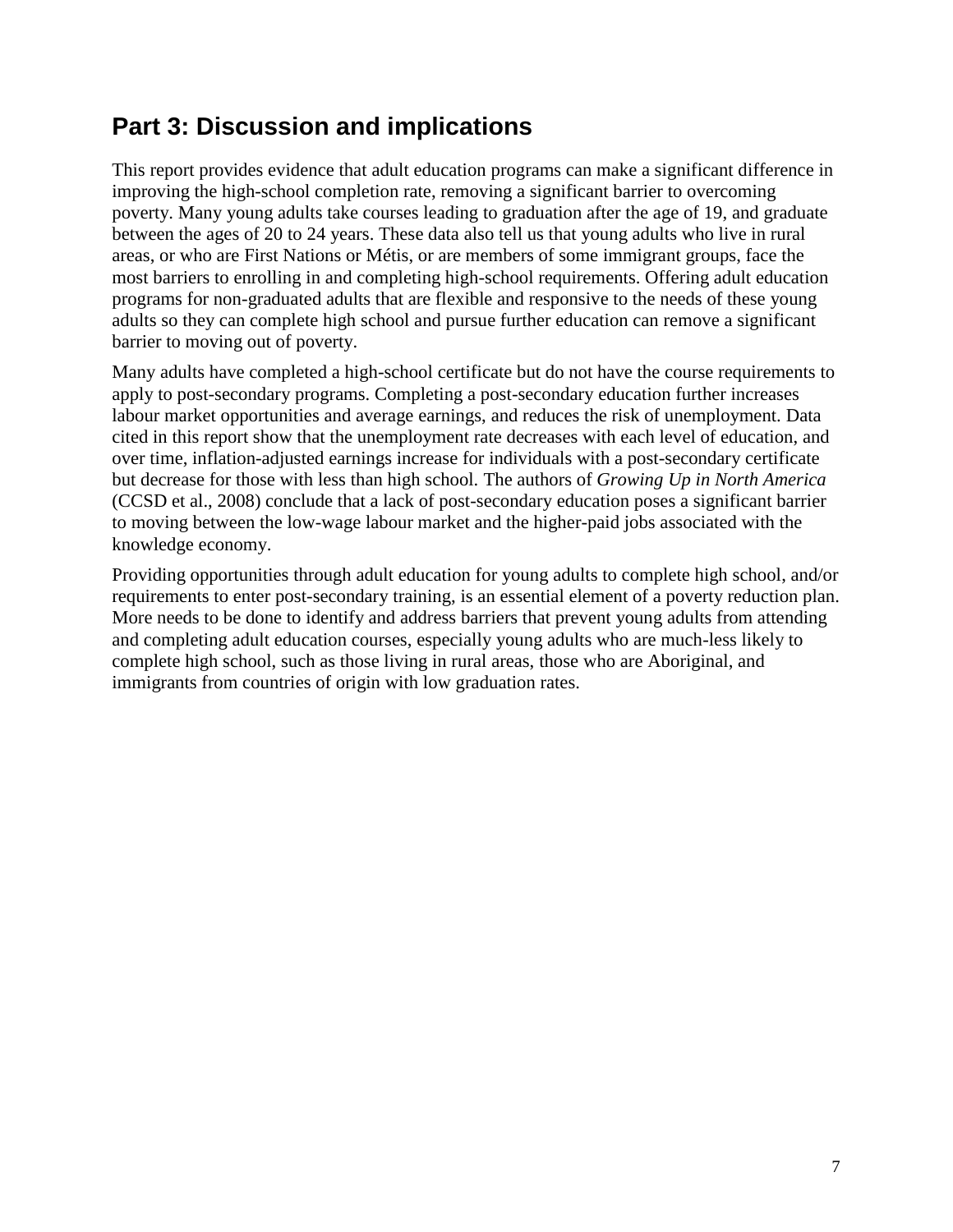## Part 3: Discussion and implications

This report provides evidence that adult education programs can make a significant difference in improving the high-school completion rate, removing a significant barrier to overcoming poverty. Many young adults take courses leading to graduation after the age of 19, and graduate between the ages of 20 to 24 years. These data also tell us that young adults who live in rural areas, or who are First Nations or Métis, or are members of some immigrant groups, face the most barriers to enrolling in and completing high-school requirements. Offering adult education programs for non-graduated adults that are flexible and responsive to the needs of these young adults so they can complete high school and pursue further education can remove a significant barrier to moving out of poverty.

Many adults have completed a high-school certificate but do not have the course requirements to apply to post-secondary programs. Completing a post-secondary education further increases labour market opportunities and average earnings, and reduces the risk of unemployment. Data cited in this report show that the unemployment rate decreases with each level of education, and over time, inflation-adjusted earnings increase for individuals with a post-secondary certificate but decrease for those with less than high school. The authors of *Growing Up in North America* (CCSD et al., 2008) conclude that a lack of post-secondary education poses a significant barrier to moving between the low-wage labour market and the higher-paid jobs associated with the knowledge economy.

Providing opportunities through adult education for young adults to complete high school, and/or requirements to enter post-secondary training, is an essential element of a poverty reduction plan. More needs to be done to identify and address barriers that prevent young adults from attending and completing adult education courses, especially young adults who are much-less likely to complete high school, such as those living in rural areas, those who are Aboriginal, and immigrants from countries of origin with low graduation rates.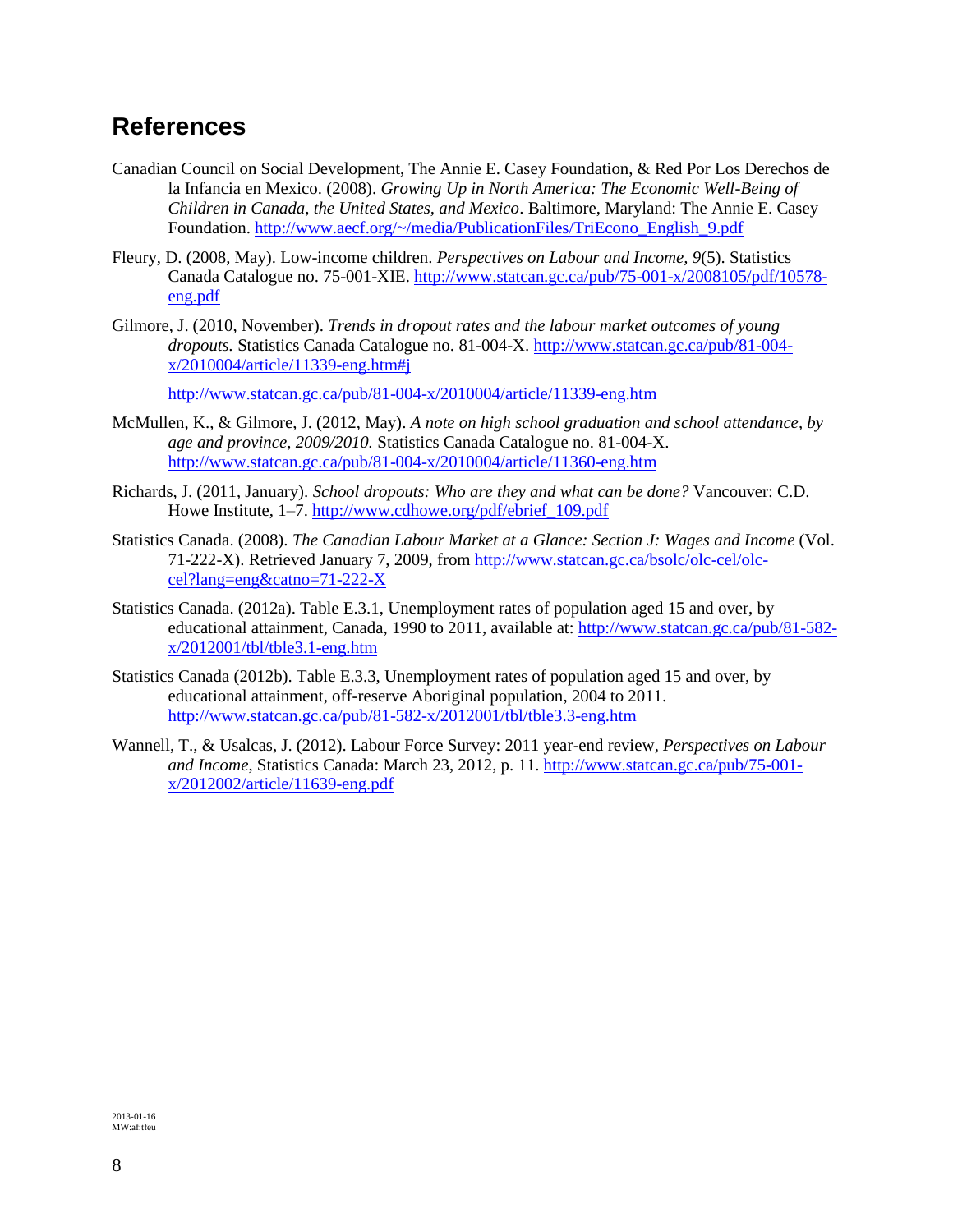## References

Canadian Council on Social Development, The Annie E. Casey Foundation, & Red Por Los Derechos de la Infancia en Mexico. (2008). *Growing Up in North America: The Economic Well-Being of Children in Canada, the United States, and Mexico*. Baltimore, Maryland: The Annie E. Casey Foundation. http://www.aecf.org/~/media/PublicationFiles/TriEcono_English_9.pdf

Fleury, D. (2008, May). Low-income children. *Perspectives on Labour and Income, 9*(5). Statistics Canada Catalogue no. 75-001-XIE. http://www.statcan.gc.ca/pub/75-001-x/2008105/pdf/10578-eng.pdf

Gilmore, J. (2010, November). *Trends in dropout rates and the labour market outcomes of young dropouts.* Statistics Canada Catalogue no. 81-004-X. http://www.statcan.gc.ca/pub/81-004-x/2010004/article/11339-eng.htm#j

http://www.statcan.gc.ca/pub/81-004-x/2010004/article/11339-eng.htm

McMullen, K., & Gilmore, J. (2012, May). *A note on high school graduation and school attendance, by age and province, 2009/2010.* Statistics Canada Catalogue no. 81-004-X. http://www.statcan.gc.ca/pub/81-004-x/2010004/article/11360-eng.htm

Richards, J. (2011, January). *School dropouts: Who are they and what can be done?* Vancouver: C.D. Howe Institute, 1–7. http://www.cdhowe.org/pdf/ebrief_109.pdf

Statistics Canada. (2008). *The Canadian Labour Market at a Glance: Section J: Wages and Income* (Vol. 71-222-X). Retrieved January 7, 2009, from http://www.statcan.gc.ca/bsolc/olc-cel/olc-cel?lang=eng&catno=71-222-X

Statistics Canada. (2012a). Table E.3.1, Unemployment rates of population aged 15 and over, by educational attainment, Canada, 1990 to 2011, available at: http://www.statcan.gc.ca/pub/81-582-x/2012001/tbl/tble3.1-eng.htm

Statistics Canada (2012b). Table E.3.3, Unemployment rates of population aged 15 and over, by educational attainment, off-reserve Aboriginal population, 2004 to 2011. http://www.statcan.gc.ca/pub/81-582-x/2012001/tbl/tble3.3-eng.htm

Wannell, T., & Usalcas, J. (2012). Labour Force Survey: 2011 year-end review, *Perspectives on Labour and Income*, Statistics Canada: March 23, 2012, p. 11. http://www.statcan.gc.ca/pub/75-001-x/2012002/article/11639-eng.pdf

2013-01-16
MW:af:tfeu